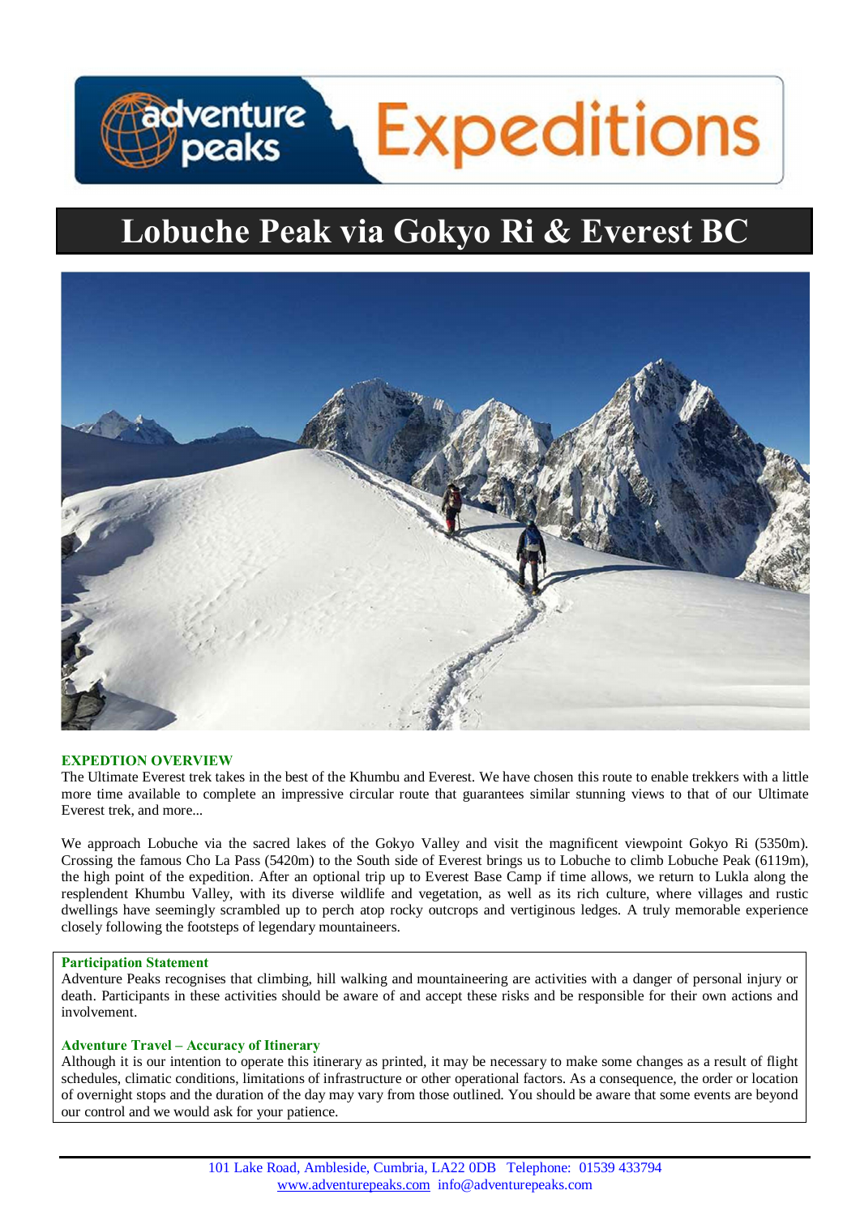# Lobuche Peak via Gokyo Ri & Everest BC

## EXPEDTION OVERVIEW

The Ultimate Everest trek takes in the best of the Khumbu and Everest. We have chosen this route to enable trekkers with a little more time available to complete an impressive circular route that guarantees similar stunning views to that of our Ultimate Everest trek, and more...

We approach Lobuche via the sacred lakes of the Gokyo Valley and visit the magnificent viewpoint Gokyo Ri (5350m). Crossing the famous Cho La Pass (5420m) to the South side of Everest brings us to Lobuche to climb Lobuche Peak (6119m), the high point of the expedition. After an optional trip up to Everest Base Camp if time allows, we return to Lukla along the resplendent Khumbu Valley, with its diverse wildlife and vegetation, as well as its rich culture, where villages and rustic dwellings have seemingly scrambled up to perch atop rocky outcrops and vertiginous ledges. A truly memorable experience closely following the footsteps of legendary mountaineers.

### Participation Statement

Adventure Peaks recognises that climbing, hill walking and mountaineering are activities with a danger of personal injury or death. Participants in these activities should be aware of and accept these risks and be responsible for their own actions and involvement.

### Adventure Travel – Accuracy of Itinerary

Although it is our intention to operate this itinerary as printed, it may be necessary to make some changes as a result of flight schedules, climatic conditions, limitations of infrastructure or other operational factors. As a consequence, the order or location of overnight stops and the duration of the day may vary from those outlined. You should be aware that some events are beyond our control and we would ask for your patience.

101 Lake Road, Ambleside, Cumbria, LA22 0DB Telephone: 01539 433794
www.adventurepeaks.com info@adventurepeaks.com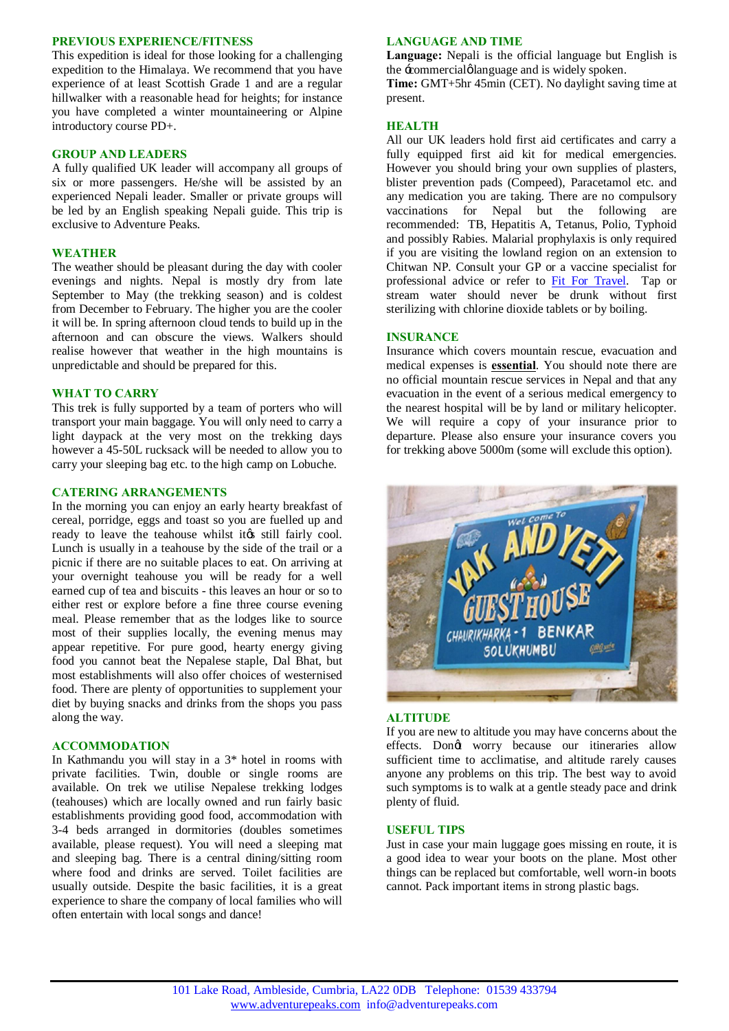## PREVIOUS EXPERIENCE/FITNESS

This expedition is ideal for those looking for a challenging expedition to the Himalaya. We recommend that you have experience of at least Scottish Grade 1 and are a regular hillwalker with a reasonable head for heights; for instance you have completed a winter mountaineering or Alpine introductory course PD+.

## GROUP AND LEADERS

A fully qualified UK leader will accompany all groups of six or more passengers. He/she will be assisted by an experienced Nepali leader. Smaller or private groups will be led by an English speaking Nepali guide. This trip is exclusive to Adventure Peaks.

## WEATHER

The weather should be pleasant during the day with cooler evenings and nights. Nepal is mostly dry from late September to May (the trekking season) and is coldest from December to February. The higher you are the cooler it will be. In spring afternoon cloud tends to build up in the afternoon and can obscure the views. Walkers should realise however that weather in the high mountains is unpredictable and should be prepared for this.

## WHAT TO CARRY

This trek is fully supported by a team of porters who will transport your main baggage. You will only need to carry a light daypack at the very most on the trekking days however a 45-50L rucksack will be needed to allow you to carry your sleeping bag etc. to the high camp on Lobuche.

## CATERING ARRANGEMENTS

In the morning you can enjoy an early hearty breakfast of cereal, porridge, eggs and toast so you are fuelled up and ready to leave the teahouse whilst it's still fairly cool. Lunch is usually in a teahouse by the side of the trail or a picnic if there are no suitable places to eat. On arriving at your overnight teahouse you will be ready for a well earned cup of tea and biscuits - this leaves an hour or so to either rest or explore before a fine three course evening meal. Please remember that as the lodges like to source most of their supplies locally, the evening menus may appear repetitive. For pure good, hearty energy giving food you cannot beat the Nepalese staple, Dal Bhat, but most establishments will also offer choices of westernised food. There are plenty of opportunities to supplement your diet by buying snacks and drinks from the shops you pass along the way.

## ACCOMMODATION

In Kathmandu you will stay in a 3* hotel in rooms with private facilities. Twin, double or single rooms are available. On trek we utilise Nepalese trekking lodges (teahouses) which are locally owned and run fairly basic establishments providing good food, accommodation with 3-4 beds arranged in dormitories (doubles sometimes available, please request). You will need a sleeping mat and sleeping bag. There is a central dining/sitting room where food and drinks are served. Toilet facilities are usually outside. Despite the basic facilities, it is a great experience to share the company of local families who will often entertain with local songs and dance!

## LANGUAGE AND TIME

**Language:** Nepali is the official language but English is the 'commercial' language and is widely spoken.
**Time:** GMT+5hr 45min (CET). No daylight saving time at present.

## HEALTH

All our UK leaders hold first aid certificates and carry a fully equipped first aid kit for medical emergencies. However you should bring your own supplies of plasters, blister prevention pads (Compeed), Paracetamol etc. and any medication you are taking. There are no compulsory vaccinations for Nepal but the following are recommended: TB, Hepatitis A, Tetanus, Polio, Typhoid and possibly Rabies. Malarial prophylaxis is only required if you are visiting the lowland region on an extension to Chitwan NP. Consult your GP or a vaccine specialist for professional advice or refer to Fit For Travel. Tap or stream water should never be drunk without first sterilizing with chlorine dioxide tablets or by boiling.

## INSURANCE

Insurance which covers mountain rescue, evacuation and medical expenses is **essential**. You should note there are no official mountain rescue services in Nepal and that any evacuation in the event of a serious medical emergency to the nearest hospital will be by land or military helicopter. We will require a copy of your insurance prior to departure. Please also ensure your insurance covers you for trekking above 5000m (some will exclude this option).

## ALTITUDE

If you are new to altitude you may have concerns about the effects. Don't worry because our itineraries allow sufficient time to acclimatise, and altitude rarely causes anyone any problems on this trip. The best way to avoid such symptoms is to walk at a gentle steady pace and drink plenty of fluid.

## USEFUL TIPS

Just in case your main luggage goes missing en route, it is a good idea to wear your boots on the plane. Most other things can be replaced but comfortable, well worn-in boots cannot. Pack important items in strong plastic bags.

101 Lake Road, Ambleside, Cumbria, LA22 0DB Telephone: 01539 433794
www.adventurepeaks.com info@adventurepeaks.com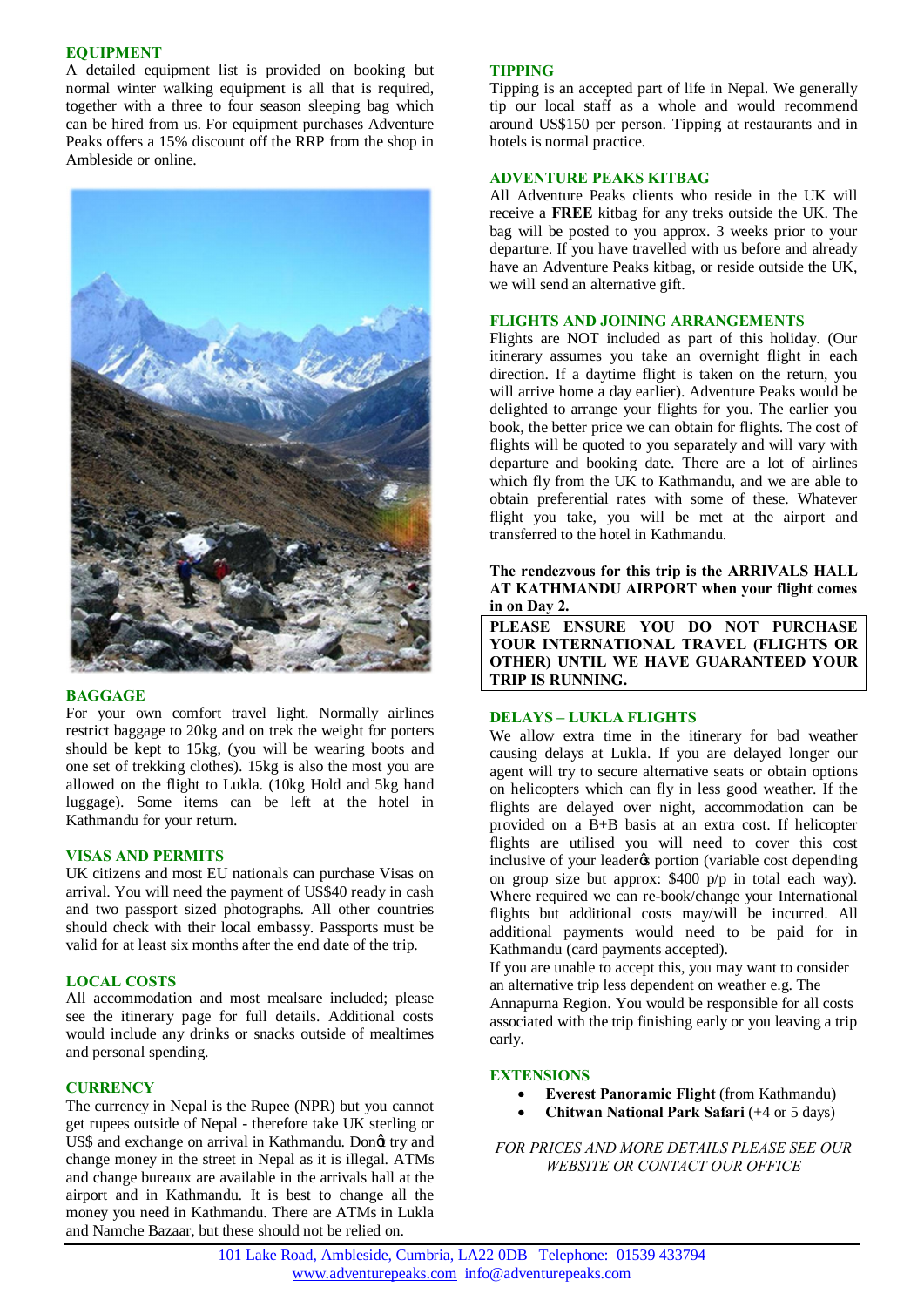## EQUIPMENT

A detailed equipment list is provided on booking but normal winter walking equipment is all that is required, together with a three to four season sleeping bag which can be hired from us. For equipment purchases Adventure Peaks offers a 15% discount off the RRP from the shop in Ambleside or online.

## BAGGAGE

For your own comfort travel light. Normally airlines restrict baggage to 20kg and on trek the weight for porters should be kept to 15kg, (you will be wearing boots and one set of trekking clothes). 15kg is also the most you are allowed on the flight to Lukla. (10kg Hold and 5kg hand luggage). Some items can be left at the hotel in Kathmandu for your return.

## VISAS AND PERMITS

UK citizens and most EU nationals can purchase Visas on arrival. You will need the payment of US$40 ready in cash and two passport sized photographs. All other countries should check with their local embassy. Passports must be valid for at least six months after the end date of the trip.

## LOCAL COSTS

All accommodation and most mealsare included; please see the itinerary page for full details. Additional costs would include any drinks or snacks outside of mealtimes and personal spending.

## CURRENCY

The currency in Nepal is the Rupee (NPR) but you cannot get rupees outside of Nepal - therefore take UK sterling or US$ and exchange on arrival in Kathmandu. Don't try and change money in the street in Nepal as it is illegal. ATMs and change bureaux are available in the arrivals hall at the airport and in Kathmandu. It is best to change all the money you need in Kathmandu. There are ATMs in Lukla and Namche Bazaar, but these should not be relied on.

## TIPPING

Tipping is an accepted part of life in Nepal. We generally tip our local staff as a whole and would recommend around US$150 per person. Tipping at restaurants and in hotels is normal practice.

## ADVENTURE PEAKS KITBAG

All Adventure Peaks clients who reside in the UK will receive a **FREE** kitbag for any treks outside the UK. The bag will be posted to you approx. 3 weeks prior to your departure. If you have travelled with us before and already have an Adventure Peaks kitbag, or reside outside the UK, we will send an alternative gift.

## FLIGHTS AND JOINING ARRANGEMENTS

Flights are NOT included as part of this holiday. (Our itinerary assumes you take an overnight flight in each direction. If a daytime flight is taken on the return, you will arrive home a day earlier). Adventure Peaks would be delighted to arrange your flights for you. The earlier you book, the better price we can obtain for flights. The cost of flights will be quoted to you separately and will vary with departure and booking date. There are a lot of airlines which fly from the UK to Kathmandu, and we are able to obtain preferential rates with some of these. Whatever flight you take, you will be met at the airport and transferred to the hotel in Kathmandu.

**The rendezvous for this trip is the ARRIVALS HALL AT KATHMANDU AIRPORT when your flight comes in on Day 2.**

**PLEASE ENSURE YOU DO NOT PURCHASE YOUR INTERNATIONAL TRAVEL (FLIGHTS OR OTHER) UNTIL WE HAVE GUARANTEED YOUR TRIP IS RUNNING.**

## DELAYS – LUKLA FLIGHTS

We allow extra time in the itinerary for bad weather causing delays at Lukla. If you are delayed longer our agent will try to secure alternative seats or obtain options on helicopters which can fly in less good weather. If the flights are delayed over night, accommodation can be provided on a B+B basis at an extra cost. If helicopter flights are utilised you will need to cover this cost inclusive of your leader's portion (variable cost depending on group size but approx: $400 p/p in total each way). Where required we can re-book/change your International flights but additional costs may/will be incurred. All additional payments would need to be paid for in Kathmandu (card payments accepted).

If you are unable to accept this, you may want to consider an alternative trip less dependent on weather e.g. The Annapurna Region. You would be responsible for all costs associated with the trip finishing early or you leaving a trip early.

## EXTENSIONS

- **Everest Panoramic Flight** (from Kathmandu)
- **Chitwan National Park Safari** (+4 or 5 days)

*FOR PRICES AND MORE DETAILS PLEASE SEE OUR WEBSITE OR CONTACT OUR OFFICE*

101 Lake Road, Ambleside, Cumbria, LA22 0DB Telephone: 01539 433794
www.adventurepeaks.com info@adventurepeaks.com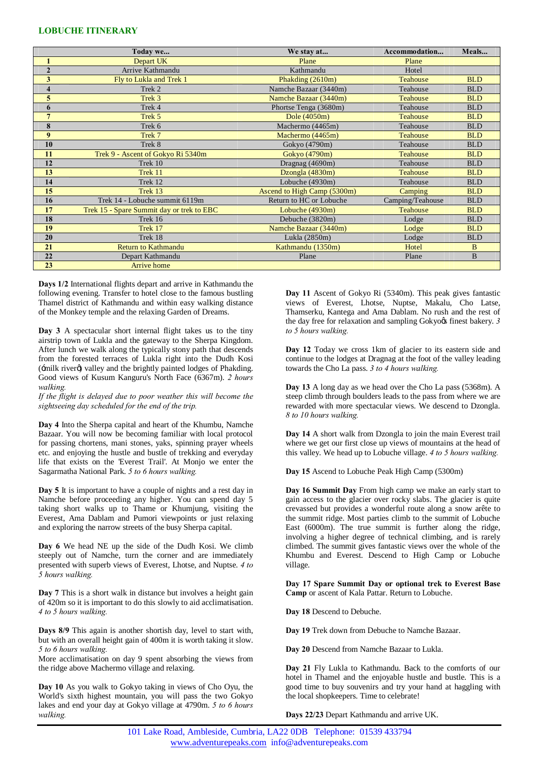## LOBUCHE ITINERARY

| | Today we... | We stay at... | Accommodation... | Meals... |
|---|---|---|---|---|
| **1** | Depart UK | Plane | Plane | |
| **2** | Arrive Kathmandu | Kathmandu | Hotel | |
| **3** | Fly to Lukla and Trek 1 | Phakding (2610m) | Teahouse | BLD |
| **4** | Trek 2 | Namche Bazaar (3440m) | Teahouse | BLD |
| **5** | Trek 3 | Namche Bazaar (3440m) | Teahouse | BLD |
| **6** | Trek 4 | Phortse Tenga (3680m) | Teahouse | BLD |
| **7** | Trek 5 | Dole (4050m) | Teahouse | BLD |
| **8** | Trek 6 | Machermo (4465m) | Teahouse | BLD |
| **9** | Trek 7 | Machermo (4465m) | Teahouse | BLD |
| **10** | Trek 8 | Gokyo (4790m) | Teahouse | BLD |
| **11** | Trek 9 - Ascent of Gokyo Ri 5340m | Gokyo (4790m) | Teahouse | BLD |
| **12** | Trek 10 | Dragnag (4690m) | Teahouse | BLD |
| **13** | Trek 11 | Dzongla (4830m) | Teahouse | BLD |
| **14** | Trek 12 | Lobuche (4930m) | Teahouse | BLD |
| **15** | Trek 13 | Ascend to High Camp (5300m) | Camping | BLD |
| **16** | Trek 14 - Lobuche summit 6119m | Return to HC or Lobuche | Camping/Teahouse | BLD |
| **17** | Trek 15 - Spare Summit day or trek to EBC | Lobuche (4930m) | Teahouse | BLD |
| **18** | Trek 16 | Debuche (3820m) | Lodge | BLD |
| **19** | Trek 17 | Namche Bazaar (3440m) | Lodge | BLD |
| **20** | Trek 18 | Lukla (2850m) | Lodge | BLD |
| **21** | Return to Kathmandu | Kathmandu (1350m) | Hotel | B |
| **22** | Depart Kathmandu | Plane | Plane | B |
| **23** | Arrive home | | | |

**Days 1/2** International flights depart and arrive in Kathmandu the following evening. Transfer to hotel close to the famous bustling Thamel district of Kathmandu and within easy walking distance of the Monkey temple and the relaxing Garden of Dreams.

**Day 3** A spectacular short internal flight takes us to the tiny airstrip town of Lukla and the gateway to the Sherpa Kingdom. After lunch we walk along the typically stony path that descends from the forested terraces of Lukla right into the Dudh Kosi ('milk river') valley and the brightly painted lodges of Phakding. Good views of Kusum Kanguru's North Face (6367m). *2 hours walking.*

*If the flight is delayed due to poor weather this will become the sightseeing day scheduled for the end of the trip.*

**Day 4** Into the Sherpa capital and heart of the Khumbu, Namche Bazaar. You will now be becoming familiar with local protocol for passing chortens, mani stones, yaks, spinning prayer wheels etc. and enjoying the hustle and bustle of trekking and everyday life that exists on the 'Everest Trail'. At Monjo we enter the Sagarmatha National Park. *5 to 6 hours walking.*

**Day 5** It is important to have a couple of nights and a rest day in Namche before proceeding any higher. You can spend day 5 taking short walks up to Thame or Khumjung, visiting the Everest, Ama Dablam and Pumori viewpoints or just relaxing and exploring the narrow streets of the busy Sherpa capital.

**Day 6** We head NE up the side of the Dudh Kosi. We climb steeply out of Namche, turn the corner and are immediately presented with superb views of Everest, Lhotse, and Nuptse. *4 to 5 hours walking.*

**Day 7** This is a short walk in distance but involves a height gain of 420m so it is important to do this slowly to aid acclimatisation. *4 to 5 hours walking.*

**Days 8/9** This again is another shortish day, level to start with, but with an overall height gain of 400m it is worth taking it slow. *5 to 6 hours walking.*

More acclimatisation on day 9 spent absorbing the views from the ridge above Machermo village and relaxing.

**Day 10** As you walk to Gokyo taking in views of Cho Oyu, the World's sixth highest mountain, you will pass the two Gokyo lakes and end your day at Gokyo village at 4790m. *5 to 6 hours walking.*

**Day 11** Ascent of Gokyo Ri (5340m). This peak gives fantastic views of Everest, Lhotse, Nuptse, Makalu, Cho Latse, Thamserku, Kantega and Ama Dablam. No rush and the rest of the day free for relaxation and sampling Gokyo's finest bakery. *3 to 5 hours walking.*

**Day 12** Today we cross 1km of glacier to its eastern side and continue to the lodges at Dragnag at the foot of the valley leading towards the Cho La pass. *3 to 4 hours walking.*

**Day 13** A long day as we head over the Cho La pass (5368m). A steep climb through boulders leads to the pass from where we are rewarded with more spectacular views. We descend to Dzongla. *8 to 10 hours walking.*

**Day 14** A short walk from Dzongla to join the main Everest trail where we get our first close up views of mountains at the head of this valley. We head up to Lobuche village. *4 to 5 hours walking.*

**Day 15** Ascend to Lobuche Peak High Camp (5300m)

**Day 16 Summit Day** From high camp we make an early start to gain access to the glacier over rocky slabs. The glacier is quite crevassed but provides a wonderful route along a snow arête to the summit ridge. Most parties climb to the summit of Lobuche East (6000m). The true summit is further along the ridge, involving a higher degree of technical climbing, and is rarely climbed. The summit gives fantastic views over the whole of the Khumbu and Everest. Descend to High Camp or Lobuche village.

**Day 17 Spare Summit Day or optional trek to Everest Base Camp** or ascent of Kala Pattar. Return to Lobuche.

**Day 18** Descend to Debuche.

**Day 19** Trek down from Debuche to Namche Bazaar.

**Day 20** Descend from Namche Bazaar to Lukla.

**Day 21** Fly Lukla to Kathmandu. Back to the comforts of our hotel in Thamel and the enjoyable hustle and bustle. This is a good time to buy souvenirs and try your hand at haggling with the local shopkeepers. Time to celebrate!

**Days 22/23** Depart Kathmandu and arrive UK.

101 Lake Road, Ambleside, Cumbria, LA22 0DB Telephone: 01539 433794
www.adventurepeaks.com info@adventurepeaks.com